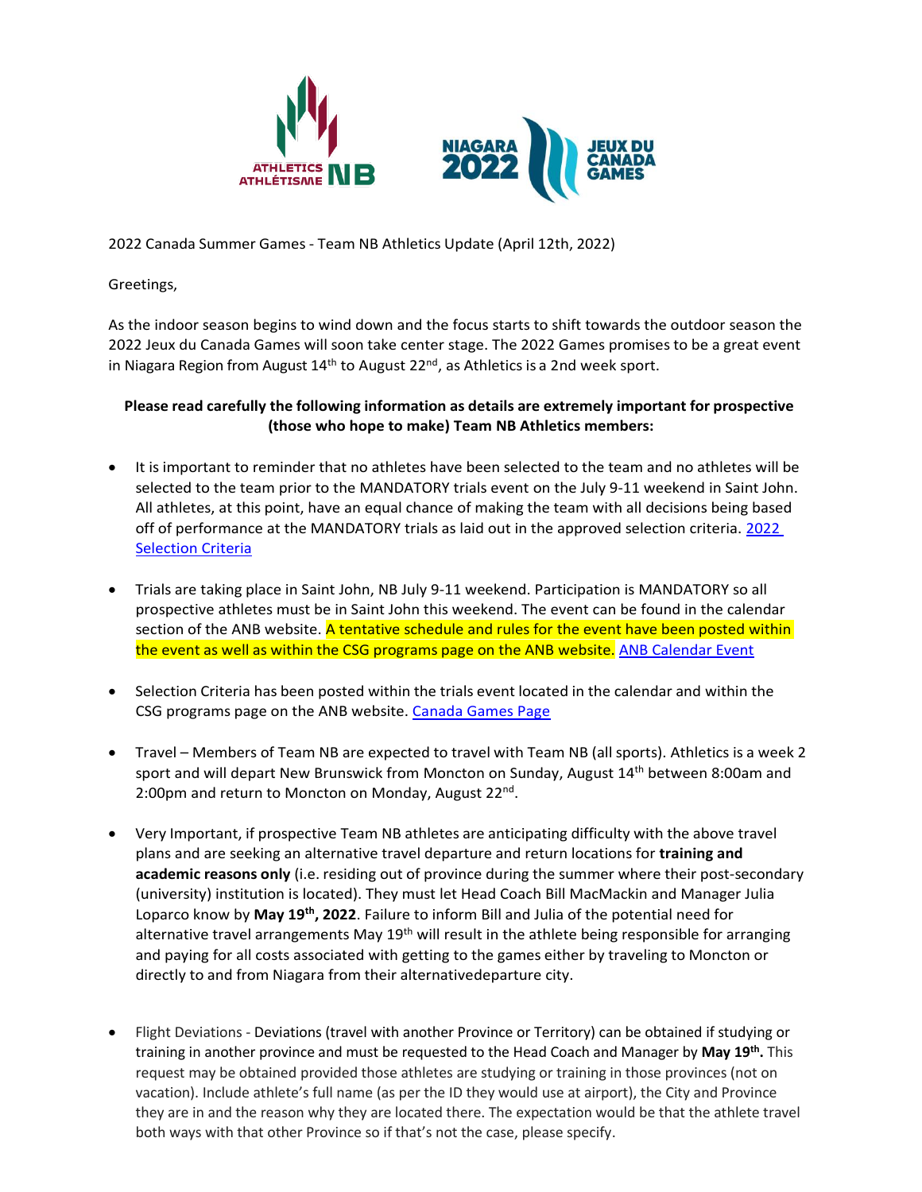2022 Canada Summer Games - Team NB Athletics Update (April 12th, 2022)

Greetings,

As the indoor season begins to wind down and the focus starts to shift towards the outdoor season the 2022 Jeux du Canada Games will soon take center stage. The 2022 Games promises to be a great event in Niagara Region from August 14th to August 22nd, as Athletics is a 2nd week sport.

**Please read carefully the following information as details are extremely important for prospective (those who hope to make) Team NB Athletics members:**

- It is important to reminder that no athletes have been selected to the team and no athletes will be selected to the team prior to the MANDATORY trials event on the July 9-11 weekend in Saint John. All athletes, at this point, have an equal chance of making the team with all decisions being based off of performance at the MANDATORY trials as laid out in the approved selection criteria. [2022 Selection Criteria]

- Trials are taking place in Saint John, NB July 9-11 weekend. Participation is MANDATORY so all prospective athletes must be in Saint John this weekend. The event can be found in the calendar section of the ANB website. A tentative schedule and rules for the event have been posted within the event as well as within the CSG programs page on the ANB website. [ANB Calendar Event]

- Selection Criteria has been posted within the trials event located in the calendar and within the CSG programs page on the ANB website. [Canada Games Page]

- Travel – Members of Team NB are expected to travel with Team NB (all sports). Athletics is a week 2 sport and will depart New Brunswick from Moncton on Sunday, August 14th between 8:00am and 2:00pm and return to Moncton on Monday, August 22nd.

- Very Important, if prospective Team NB athletes are anticipating difficulty with the above travel plans and are seeking an alternative travel departure and return locations for **training and academic reasons only** (i.e. residing out of province during the summer where their post-secondary (university) institution is located). They must let Head Coach Bill MacMackin and Manager Julia Loparco know by **May 19th, 2022**. Failure to inform Bill and Julia of the potential need for alternative travel arrangements May 19th will result in the athlete being responsible for arranging and paying for all costs associated with getting to the games either by traveling to Moncton or directly to and from Niagara from their alternativedeparture city.

- Flight Deviations - Deviations (travel with another Province or Territory) can be obtained if studying or training in another province and must be requested to the Head Coach and Manager by **May 19th.** This request may be obtained provided those athletes are studying or training in those provinces (not on vacation). Include athlete's full name (as per the ID they would use at airport), the City and Province they are in and the reason why they are located there. The expectation would be that the athlete travel both ways with that other Province so if that's not the case, please specify.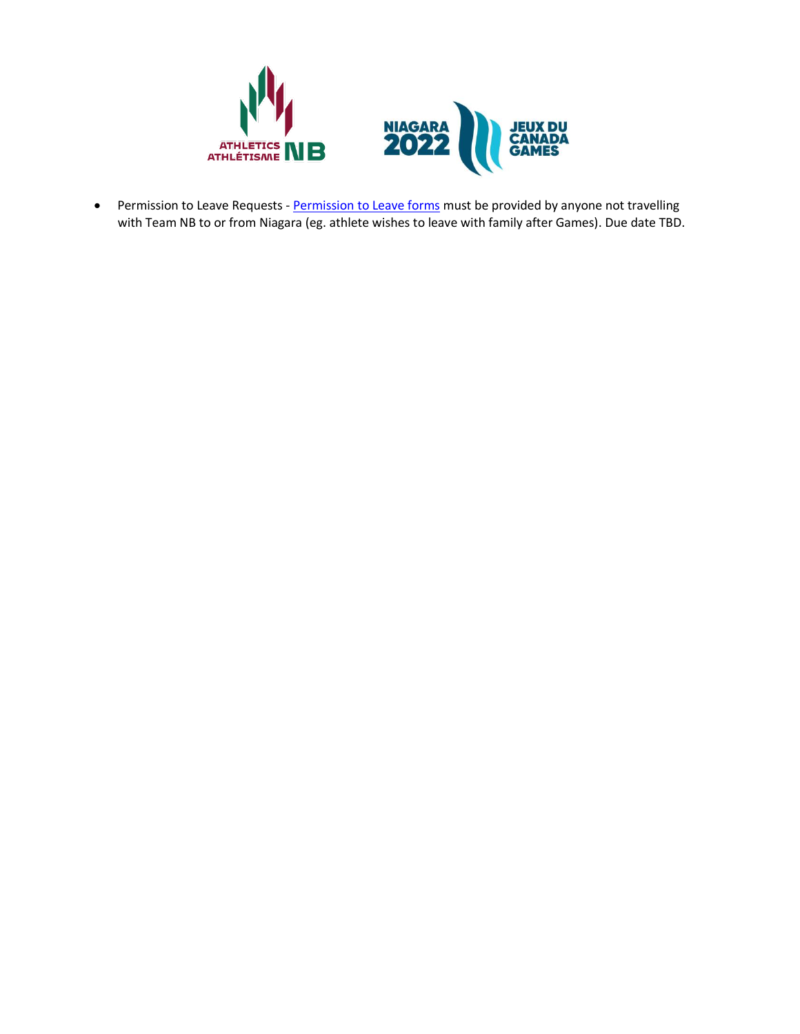- Permission to Leave Requests - [Permission to Leave forms]() must be provided by anyone not travelling with Team NB to or from Niagara (eg. athlete wishes to leave with family after Games). Due date TBD.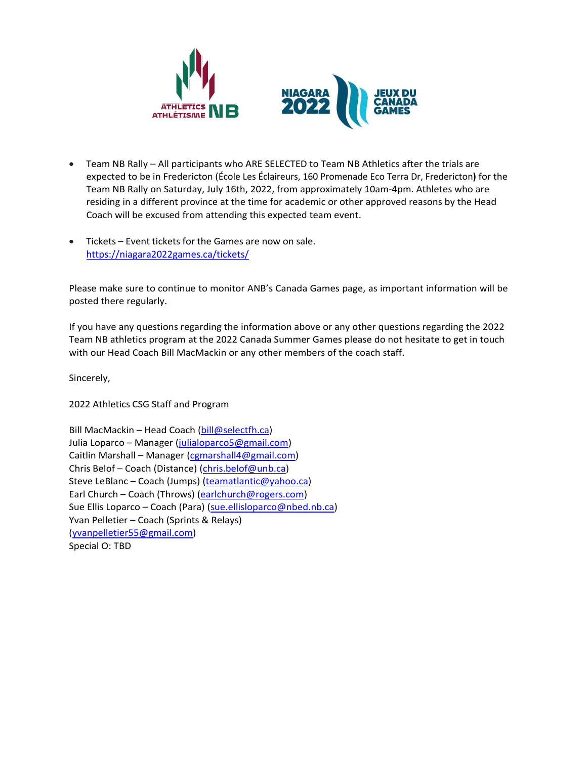- Team NB Rally – All participants who ARE SELECTED to Team NB Athletics after the trials are expected to be in Fredericton (École Les Éclaireurs, 160 Promenade Eco Terra Dr, Fredericton) for the Team NB Rally on Saturday, July 16th, 2022, from approximately 10am-4pm. Athletes who are residing in a different province at the time for academic or other approved reasons by the Head Coach will be excused from attending this expected team event.

- Tickets – Event tickets for the Games are now on sale. https://niagara2022games.ca/tickets/

Please make sure to continue to monitor ANB's Canada Games page, as important information will be posted there regularly.

If you have any questions regarding the information above or any other questions regarding the 2022 Team NB athletics program at the 2022 Canada Summer Games please do not hesitate to get in touch with our Head Coach Bill MacMackin or any other members of the coach staff.

Sincerely,

2022 Athletics CSG Staff and Program

Bill MacMackin – Head Coach (bill@selectfh.ca)
Julia Loparco – Manager (julialoparco5@gmail.com)
Caitlin Marshall – Manager (cgmarshall4@gmail.com)
Chris Belof – Coach (Distance) (chris.belof@unb.ca)
Steve LeBlanc – Coach (Jumps) (teamatlantic@yahoo.ca)
Earl Church – Coach (Throws) (earlchurch@rogers.com)
Sue Ellis Loparco – Coach (Para) (sue.ellisloparco@nbed.nb.ca)
Yvan Pelletier – Coach (Sprints & Relays) (yvanpelletier55@gmail.com)
Special O: TBD